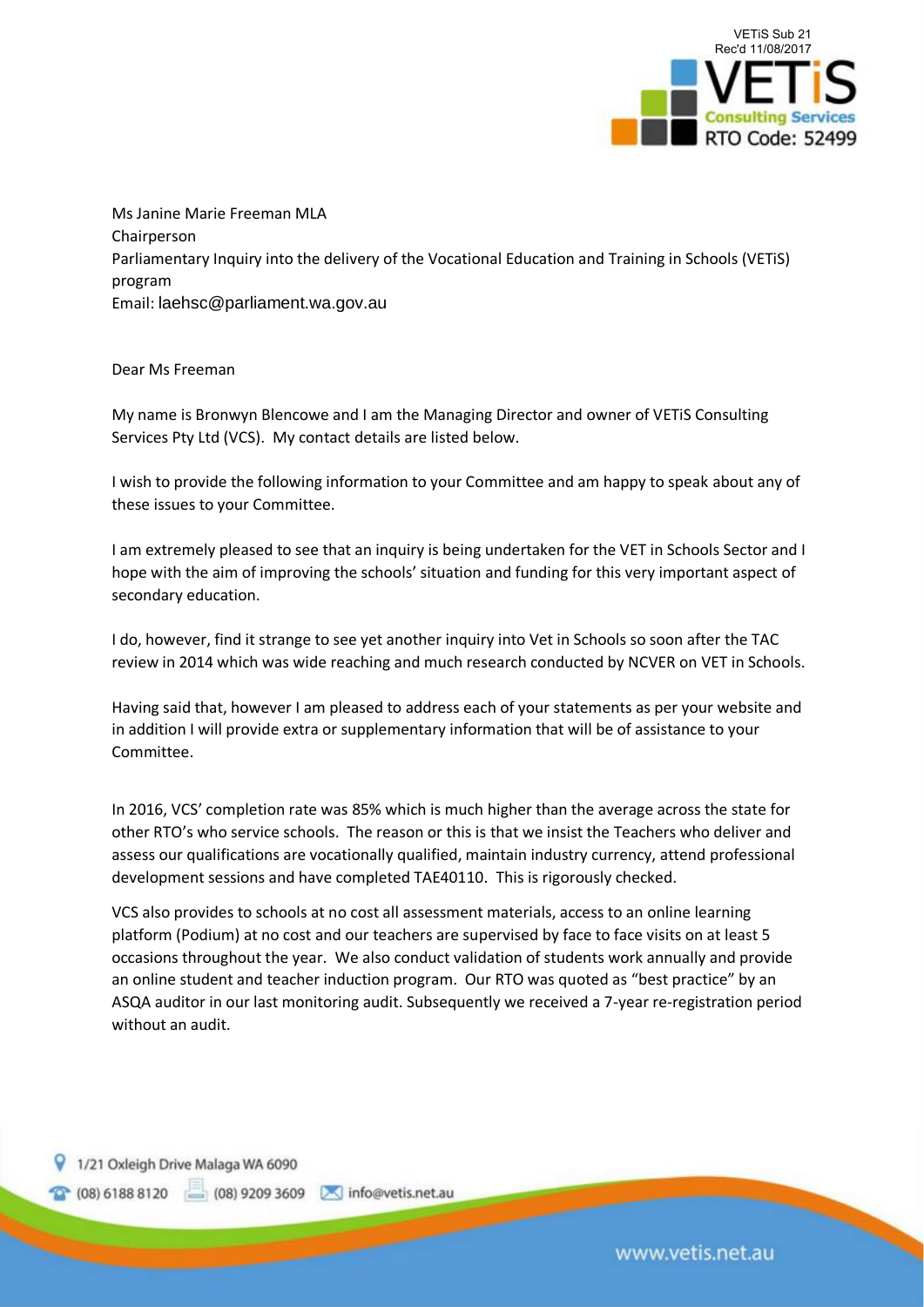VETiS Sub 21
Rec'd 11/08/2017

Ms Janine Marie Freeman MLA
Chairperson
Parliamentary Inquiry into the delivery of the Vocational Education and Training in Schools (VETiS) program
Email: laehsc@parliament.wa.gov.au

Dear Ms Freeman

My name is Bronwyn Blencowe and I am the Managing Director and owner of VETiS Consulting Services Pty Ltd (VCS). My contact details are listed below.

I wish to provide the following information to your Committee and am happy to speak about any of these issues to your Committee.

I am extremely pleased to see that an inquiry is being undertaken for the VET in Schools Sector and I hope with the aim of improving the schools' situation and funding for this very important aspect of secondary education.

I do, however, find it strange to see yet another inquiry into Vet in Schools so soon after the TAC review in 2014 which was wide reaching and much research conducted by NCVER on VET in Schools.

Having said that, however I am pleased to address each of your statements as per your website and in addition I will provide extra or supplementary information that will be of assistance to your Committee.

In 2016, VCS' completion rate was 85% which is much higher than the average across the state for other RTO's who service schools. The reason or this is that we insist the Teachers who deliver and assess our qualifications are vocationally qualified, maintain industry currency, attend professional development sessions and have completed TAE40110. This is rigorously checked.

VCS also provides to schools at no cost all assessment materials, access to an online learning platform (Podium) at no cost and our teachers are supervised by face to face visits on at least 5 occasions throughout the year. We also conduct validation of students work annually and provide an online student and teacher induction program. Our RTO was quoted as "best practice" by an ASQA auditor in our last monitoring audit. Subsequently we received a 7-year re-registration period without an audit.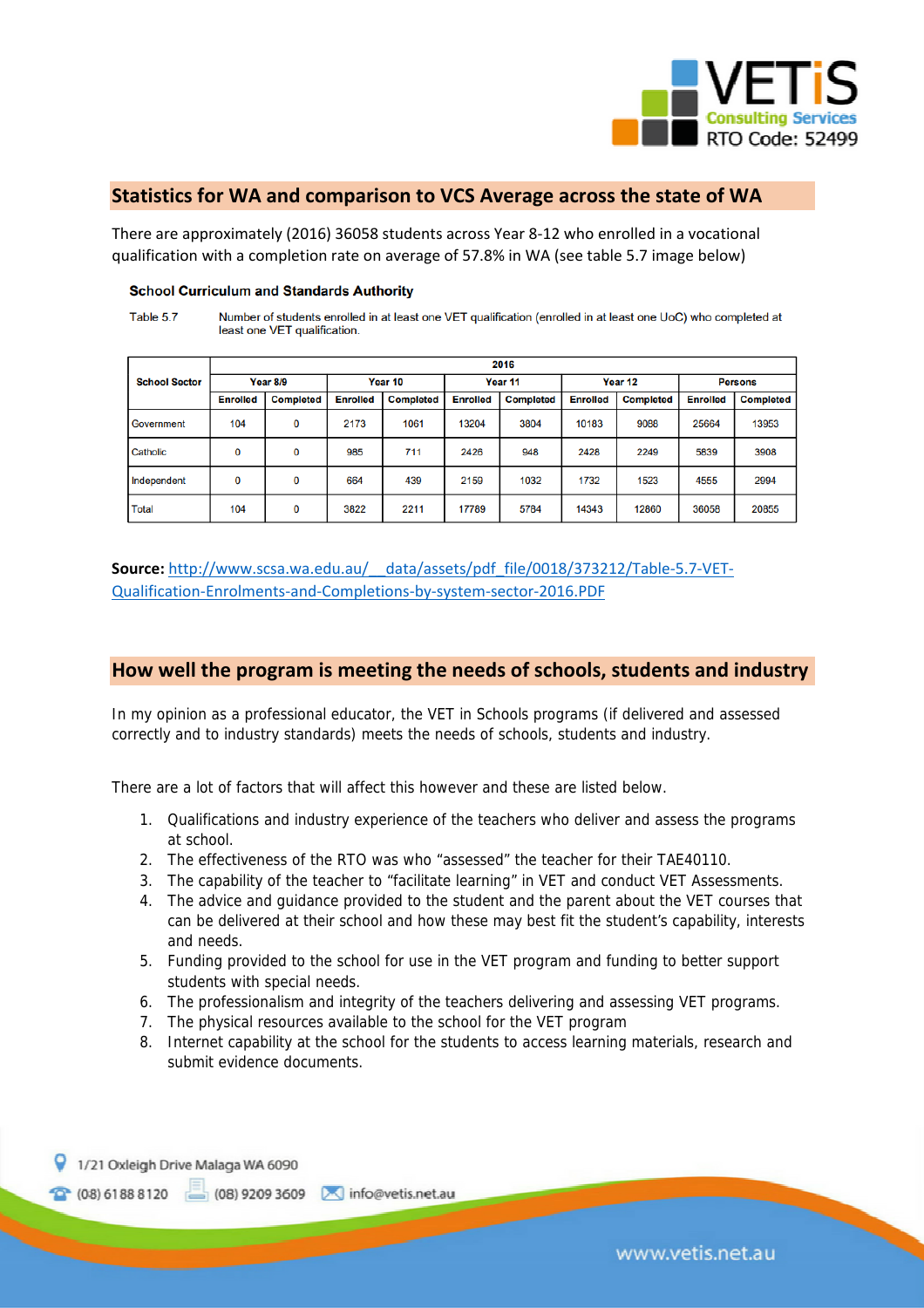## Statistics for WA and comparison to VCS Average across the state of WA

There are approximately (2016) 36058 students across Year 8-12 who enrolled in a vocational qualification with a completion rate on average of 57.8% in WA (see table 5.7 image below)

**School Curriculum and Standards Authority**

Table 5.7 Number of students enrolled in at least one VET qualification (enrolled in at least one UoC) who completed at least one VET qualification.

| School Sector | 2016 | | | | | | | | | |
|---|---|---|---|---|---|---|---|---|---|---|
| | Year 8/9 | | Year 10 | | Year 11 | | Year 12 | | Persons | |
| | Enrolled | Completed | Enrolled | Completed | Enrolled | Completed | Enrolled | Completed | Enrolled | Completed |
| Government | 104 | 0 | 2173 | 1061 | 13204 | 3804 | 10183 | 9088 | 25664 | 13953 |
| Catholic | 0 | 0 | 985 | 711 | 2426 | 948 | 2428 | 2249 | 5839 | 3908 |
| Independent | 0 | 0 | 664 | 439 | 2159 | 1032 | 1732 | 1523 | 4555 | 2994 |
| Total | 104 | 0 | 3822 | 2211 | 17789 | 5784 | 14343 | 12860 | 36058 | 20855 |

**Source:** http://www.scsa.wa.edu.au/__data/assets/pdf_file/0018/373212/Table-5.7-VET-Qualification-Enrolments-and-Completions-by-system-sector-2016.PDF

## How well the program is meeting the needs of schools, students and industry

In my opinion as a professional educator, the VET in Schools programs (if delivered and assessed correctly and to industry standards) meets the needs of schools, students and industry.

There are a lot of factors that will affect this however and these are listed below.

1. Qualifications and industry experience of the teachers who deliver and assess the programs at school.
2. The effectiveness of the RTO was who "assessed" the teacher for their TAE40110.
3. The capability of the teacher to "facilitate learning" in VET and conduct VET Assessments.
4. The advice and guidance provided to the student and the parent about the VET courses that can be delivered at their school and how these may best fit the student's capability, interests and needs.
5. Funding provided to the school for use in the VET program and funding to better support students with special needs.
6. The professionalism and integrity of the teachers delivering and assessing VET programs.
7. The physical resources available to the school for the VET program
8. Internet capability at the school for the students to access learning materials, research and submit evidence documents.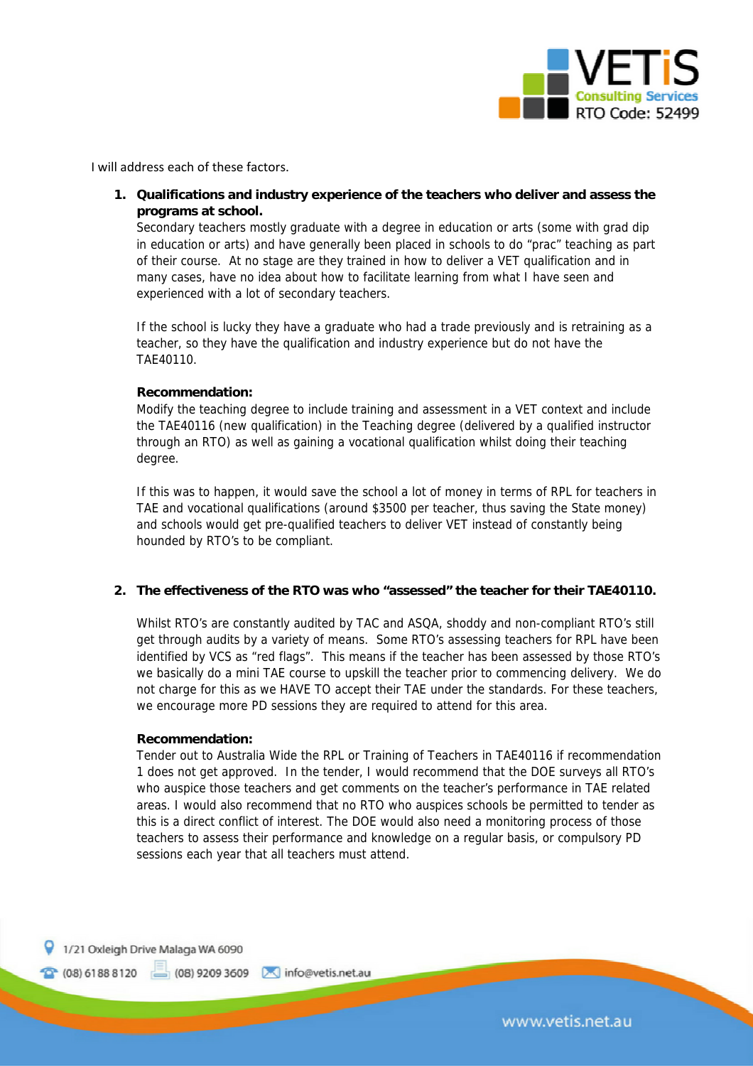I will address each of these factors.

1. **Qualifications and industry experience of the teachers who deliver and assess the programs at school.**

   Secondary teachers mostly graduate with a degree in education or arts (some with grad dip in education or arts) and have generally been placed in schools to do "prac" teaching as part of their course. At no stage are they trained in how to deliver a VET qualification and in many cases, have no idea about how to facilitate learning from what I have seen and experienced with a lot of secondary teachers.

   If the school is lucky they have a graduate who had a trade previously and is retraining as a teacher, so they have the qualification and industry experience but do not have the TAE40110.

   **Recommendation:**

   Modify the teaching degree to include training and assessment in a VET context and include the TAE40116 (new qualification) in the Teaching degree (delivered by a qualified instructor through an RTO) as well as gaining a vocational qualification whilst doing their teaching degree.

   If this was to happen, it would save the school a lot of money in terms of RPL for teachers in TAE and vocational qualifications (around $3500 per teacher, thus saving the State money) and schools would get pre-qualified teachers to deliver VET instead of constantly being hounded by RTO's to be compliant.

2. **The effectiveness of the RTO was who "assessed" the teacher for their TAE40110.**

   Whilst RTO's are constantly audited by TAC and ASQA, shoddy and non-compliant RTO's still get through audits by a variety of means. Some RTO's assessing teachers for RPL have been identified by VCS as "red flags". This means if the teacher has been assessed by those RTO's we basically do a mini TAE course to upskill the teacher prior to commencing delivery. We do not charge for this as we HAVE TO accept their TAE under the standards. For these teachers, we encourage more PD sessions they are required to attend for this area.

   **Recommendation:**

   Tender out to Australia Wide the RPL or Training of Teachers in TAE40116 if recommendation 1 does not get approved. In the tender, I would recommend that the DOE surveys all RTO's who auspice those teachers and get comments on the teacher's performance in TAE related areas. I would also recommend that no RTO who auspices schools be permitted to tender as this is a direct conflict of interest. The DOE would also need a monitoring process of those teachers to assess their performance and knowledge on a regular basis, or compulsory PD sessions each year that all teachers must attend.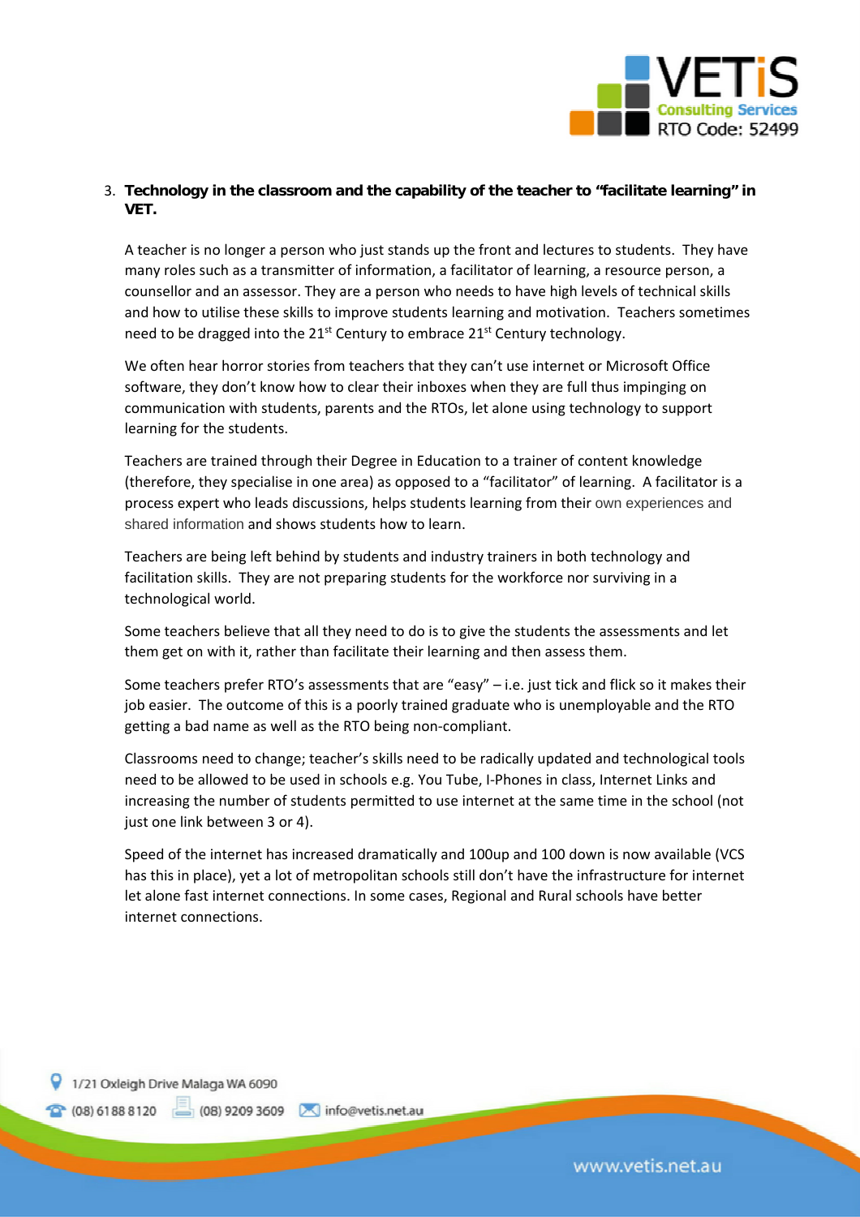3. **Technology in the classroom and the capability of the teacher to "facilitate learning" in VET.**

   A teacher is no longer a person who just stands up the front and lectures to students. They have many roles such as a transmitter of information, a facilitator of learning, a resource person, a counsellor and an assessor. They are a person who needs to have high levels of technical skills and how to utilise these skills to improve students learning and motivation. Teachers sometimes need to be dragged into the 21st Century to embrace 21st Century technology.

   We often hear horror stories from teachers that they can't use internet or Microsoft Office software, they don't know how to clear their inboxes when they are full thus impinging on communication with students, parents and the RTOs, let alone using technology to support learning for the students.

   Teachers are trained through their Degree in Education to a trainer of content knowledge (therefore, they specialise in one area) as opposed to a "facilitator" of learning. A facilitator is a process expert who leads discussions, helps students learning from their own experiences and shared information and shows students how to learn.

   Teachers are being left behind by students and industry trainers in both technology and facilitation skills. They are not preparing students for the workforce nor surviving in a technological world.

   Some teachers believe that all they need to do is to give the students the assessments and let them get on with it, rather than facilitate their learning and then assess them.

   Some teachers prefer RTO's assessments that are "easy" – i.e. just tick and flick so it makes their job easier. The outcome of this is a poorly trained graduate who is unemployable and the RTO getting a bad name as well as the RTO being non-compliant.

   Classrooms need to change; teacher's skills need to be radically updated and technological tools need to be allowed to be used in schools e.g. You Tube, I-Phones in class, Internet Links and increasing the number of students permitted to use internet at the same time in the school (not just one link between 3 or 4).

   Speed of the internet has increased dramatically and 100up and 100 down is now available (VCS has this in place), yet a lot of metropolitan schools still don't have the infrastructure for internet let alone fast internet connections. In some cases, Regional and Rural schools have better internet connections.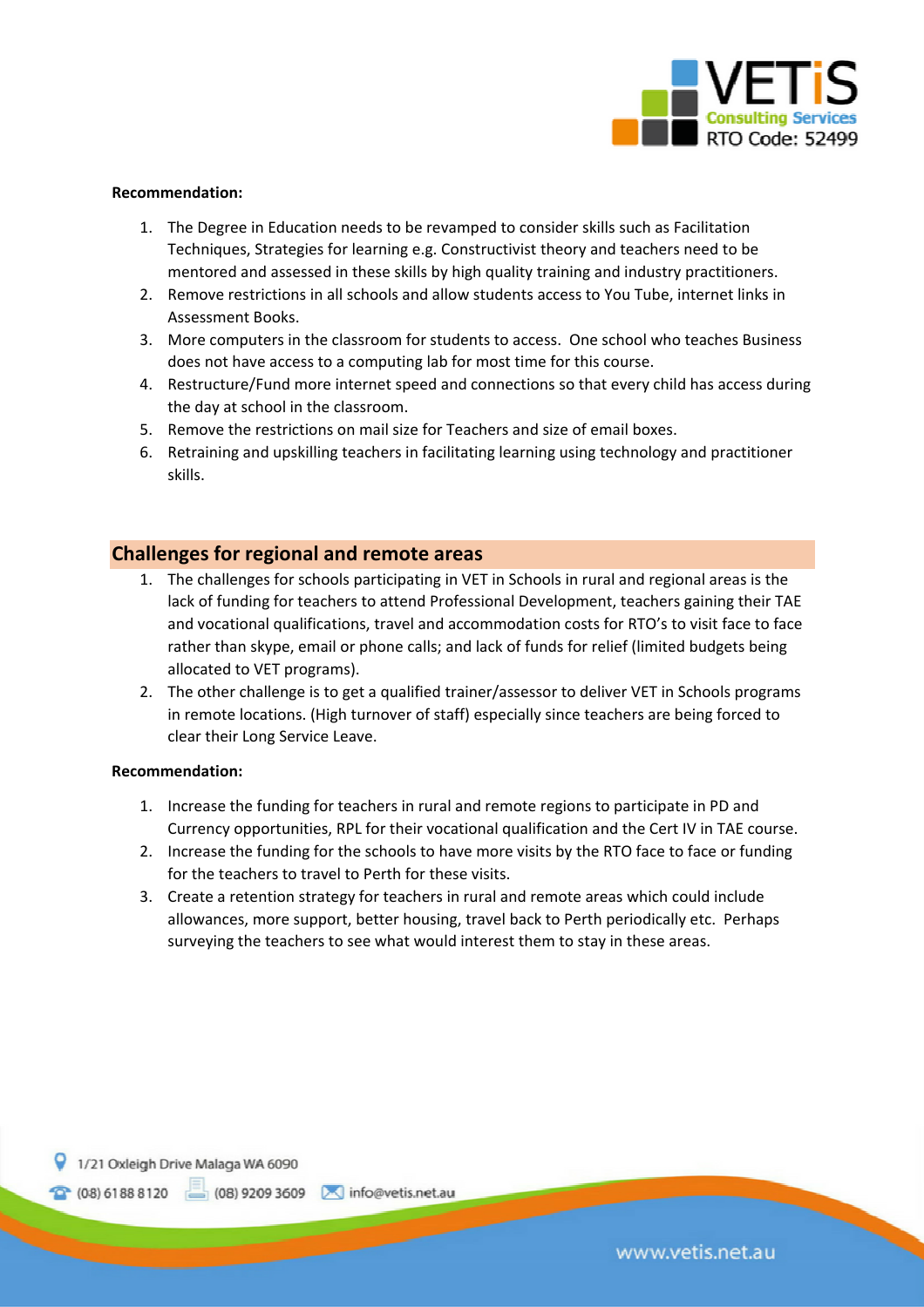**Recommendation:**

1. The Degree in Education needs to be revamped to consider skills such as Facilitation Techniques, Strategies for learning e.g. Constructivist theory and teachers need to be mentored and assessed in these skills by high quality training and industry practitioners.
2. Remove restrictions in all schools and allow students access to You Tube, internet links in Assessment Books.
3. More computers in the classroom for students to access. One school who teaches Business does not have access to a computing lab for most time for this course.
4. Restructure/Fund more internet speed and connections so that every child has access during the day at school in the classroom.
5. Remove the restrictions on mail size for Teachers and size of email boxes.
6. Retraining and upskilling teachers in facilitating learning using technology and practitioner skills.

## Challenges for regional and remote areas

1. The challenges for schools participating in VET in Schools in rural and regional areas is the lack of funding for teachers to attend Professional Development, teachers gaining their TAE and vocational qualifications, travel and accommodation costs for RTO's to visit face to face rather than skype, email or phone calls; and lack of funds for relief (limited budgets being allocated to VET programs).
2. The other challenge is to get a qualified trainer/assessor to deliver VET in Schools programs in remote locations. (High turnover of staff) especially since teachers are being forced to clear their Long Service Leave.

**Recommendation:**

1. Increase the funding for teachers in rural and remote regions to participate in PD and Currency opportunities, RPL for their vocational qualification and the Cert IV in TAE course.
2. Increase the funding for the schools to have more visits by the RTO face to face or funding for the teachers to travel to Perth for these visits.
3. Create a retention strategy for teachers in rural and remote areas which could include allowances, more support, better housing, travel back to Perth periodically etc. Perhaps surveying the teachers to see what would interest them to stay in these areas.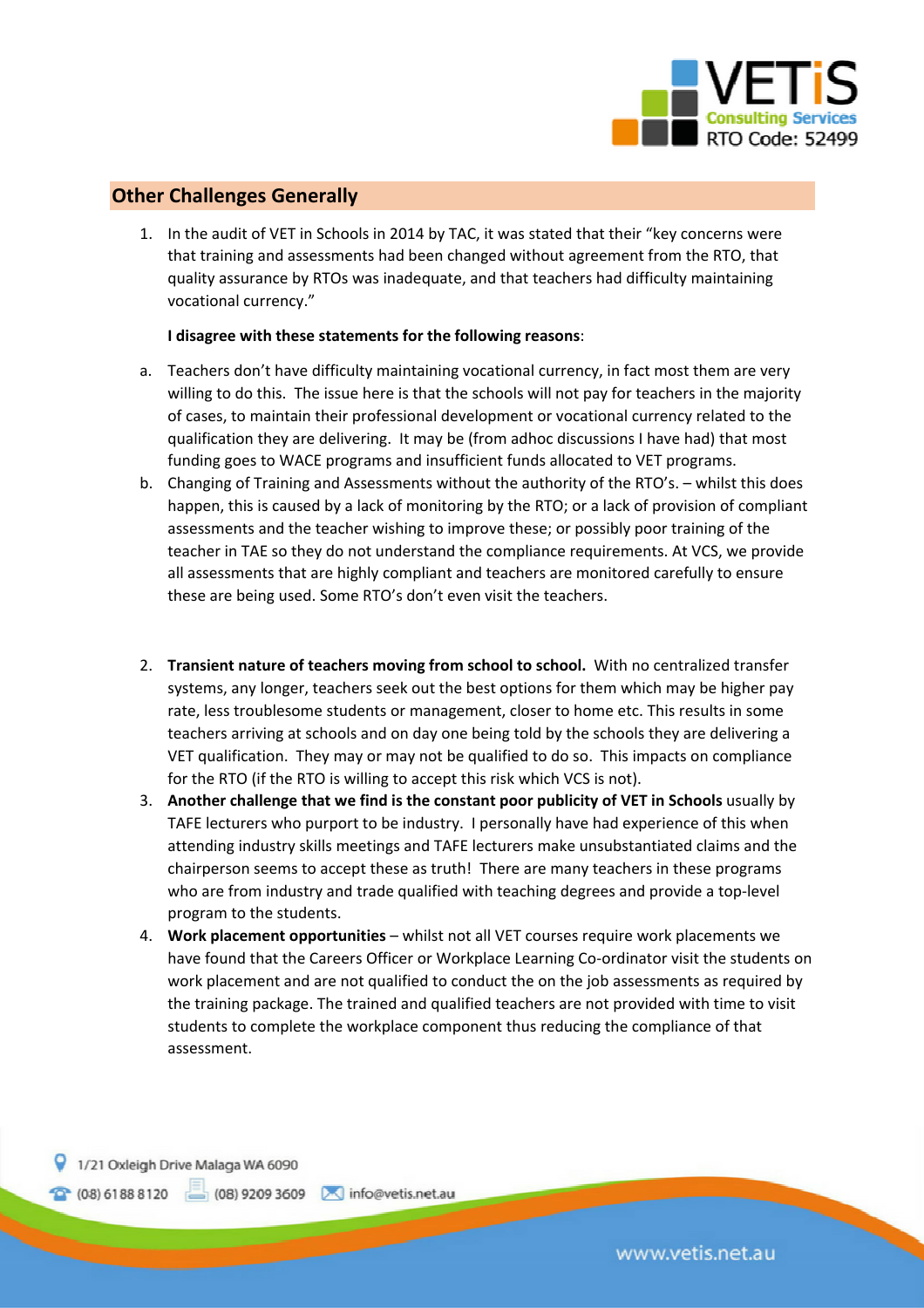## Other Challenges Generally

1. In the audit of VET in Schools in 2014 by TAC, it was stated that their "key concerns were that training and assessments had been changed without agreement from the RTO, that quality assurance by RTOs was inadequate, and that teachers had difficulty maintaining vocational currency."

   **I disagree with these statements for the following reasons**:

a. Teachers don't have difficulty maintaining vocational currency, in fact most them are very willing to do this. The issue here is that the schools will not pay for teachers in the majority of cases, to maintain their professional development or vocational currency related to the qualification they are delivering. It may be (from adhoc discussions I have had) that most funding goes to WACE programs and insufficient funds allocated to VET programs.

b. Changing of Training and Assessments without the authority of the RTO's. – whilst this does happen, this is caused by a lack of monitoring by the RTO; or a lack of provision of compliant assessments and the teacher wishing to improve these; or possibly poor training of the teacher in TAE so they do not understand the compliance requirements. At VCS, we provide all assessments that are highly compliant and teachers are monitored carefully to ensure these are being used. Some RTO's don't even visit the teachers.

2. **Transient nature of teachers moving from school to school.** With no centralized transfer systems, any longer, teachers seek out the best options for them which may be higher pay rate, less troublesome students or management, closer to home etc. This results in some teachers arriving at schools and on day one being told by the schools they are delivering a VET qualification. They may or may not be qualified to do so. This impacts on compliance for the RTO (if the RTO is willing to accept this risk which VCS is not).
3. **Another challenge that we find is the constant poor publicity of VET in Schools** usually by TAFE lecturers who purport to be industry. I personally have had experience of this when attending industry skills meetings and TAFE lecturers make unsubstantiated claims and the chairperson seems to accept these as truth! There are many teachers in these programs who are from industry and trade qualified with teaching degrees and provide a top-level program to the students.
4. **Work placement opportunities** – whilst not all VET courses require work placements we have found that the Careers Officer or Workplace Learning Co-ordinator visit the students on work placement and are not qualified to conduct the on the job assessments as required by the training package. The trained and qualified teachers are not provided with time to visit students to complete the workplace component thus reducing the compliance of that assessment.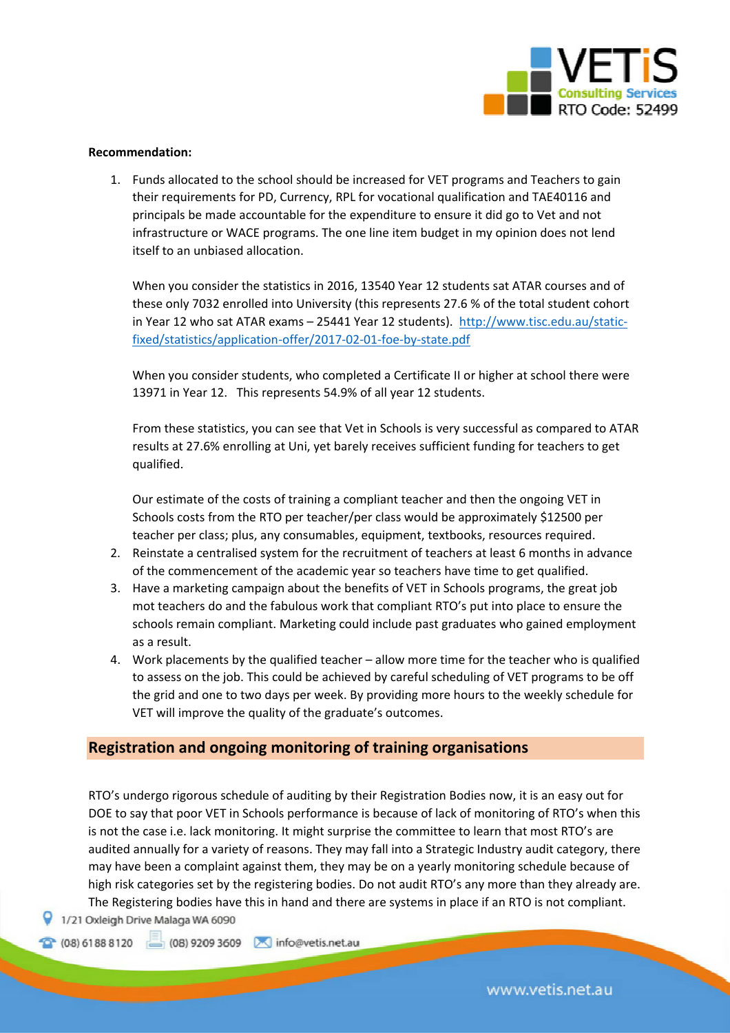**Recommendation:**

1. Funds allocated to the school should be increased for VET programs and Teachers to gain their requirements for PD, Currency, RPL for vocational qualification and TAE40116 and principals be made accountable for the expenditure to ensure it did go to Vet and not infrastructure or WACE programs. The one line item budget in my opinion does not lend itself to an unbiased allocation.

   When you consider the statistics in 2016, 13540 Year 12 students sat ATAR courses and of these only 7032 enrolled into University (this represents 27.6 % of the total student cohort in Year 12 who sat ATAR exams – 25441 Year 12 students). [http://www.tisc.edu.au/static-fixed/statistics/application-offer/2017-02-01-foe-by-state.pdf](http://www.tisc.edu.au/static-fixed/statistics/application-offer/2017-02-01-foe-by-state.pdf)

   When you consider students, who completed a Certificate II or higher at school there were 13971 in Year 12. This represents 54.9% of all year 12 students.

   From these statistics, you can see that Vet in Schools is very successful as compared to ATAR results at 27.6% enrolling at Uni, yet barely receives sufficient funding for teachers to get qualified.

   Our estimate of the costs of training a compliant teacher and then the ongoing VET in Schools costs from the RTO per teacher/per class would be approximately $12500 per teacher per class; plus, any consumables, equipment, textbooks, resources required.
2. Reinstate a centralised system for the recruitment of teachers at least 6 months in advance of the commencement of the academic year so teachers have time to get qualified.
3. Have a marketing campaign about the benefits of VET in Schools programs, the great job mot teachers do and the fabulous work that compliant RTO's put into place to ensure the schools remain compliant. Marketing could include past graduates who gained employment as a result.
4. Work placements by the qualified teacher – allow more time for the teacher who is qualified to assess on the job. This could be achieved by careful scheduling of VET programs to be off the grid and one to two days per week. By providing more hours to the weekly schedule for VET will improve the quality of the graduate's outcomes.

## Registration and ongoing monitoring of training organisations

RTO's undergo rigorous schedule of auditing by their Registration Bodies now, it is an easy out for DOE to say that poor VET in Schools performance is because of lack of monitoring of RTO's when this is not the case i.e. lack monitoring. It might surprise the committee to learn that most RTO's are audited annually for a variety of reasons. They may fall into a Strategic Industry audit category, there may have been a complaint against them, they may be on a yearly monitoring schedule because of high risk categories set by the registering bodies. Do not audit RTO's any more than they already are. The Registering bodies have this in hand and there are systems in place if an RTO is not compliant.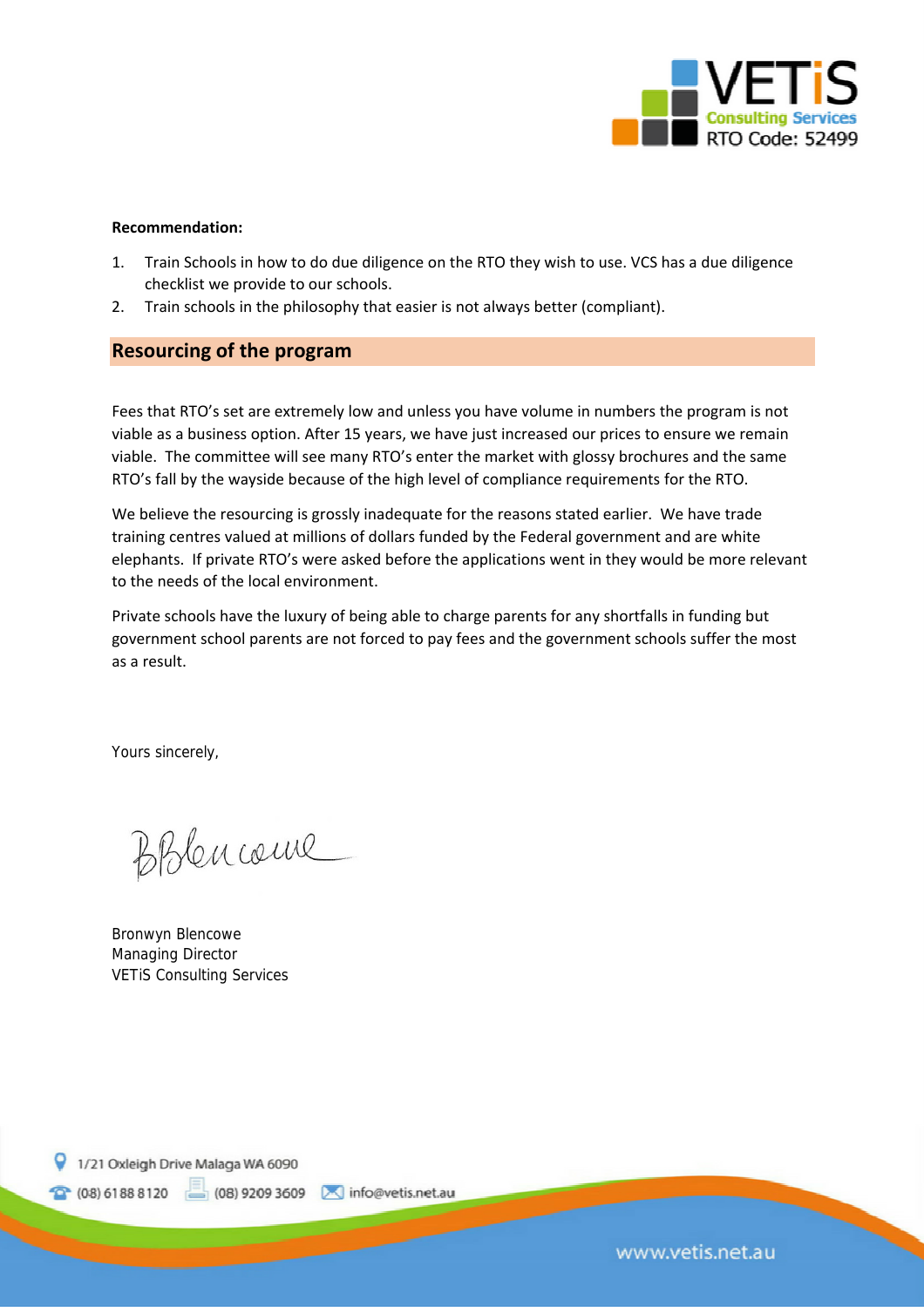**Recommendation:**

1. Train Schools in how to do due diligence on the RTO they wish to use. VCS has a due diligence checklist we provide to our schools.
2. Train schools in the philosophy that easier is not always better (compliant).

## Resourcing of the program

Fees that RTO's set are extremely low and unless you have volume in numbers the program is not viable as a business option. After 15 years, we have just increased our prices to ensure we remain viable. The committee will see many RTO's enter the market with glossy brochures and the same RTO's fall by the wayside because of the high level of compliance requirements for the RTO.

We believe the resourcing is grossly inadequate for the reasons stated earlier. We have trade training centres valued at millions of dollars funded by the Federal government and are white elephants. If private RTO's were asked before the applications went in they would be more relevant to the needs of the local environment.

Private schools have the luxury of being able to charge parents for any shortfalls in funding but government school parents are not forced to pay fees and the government schools suffer the most as a result.

Yours sincerely,

BBlencowe

Bronwyn Blencowe
Managing Director
VETiS Consulting Services